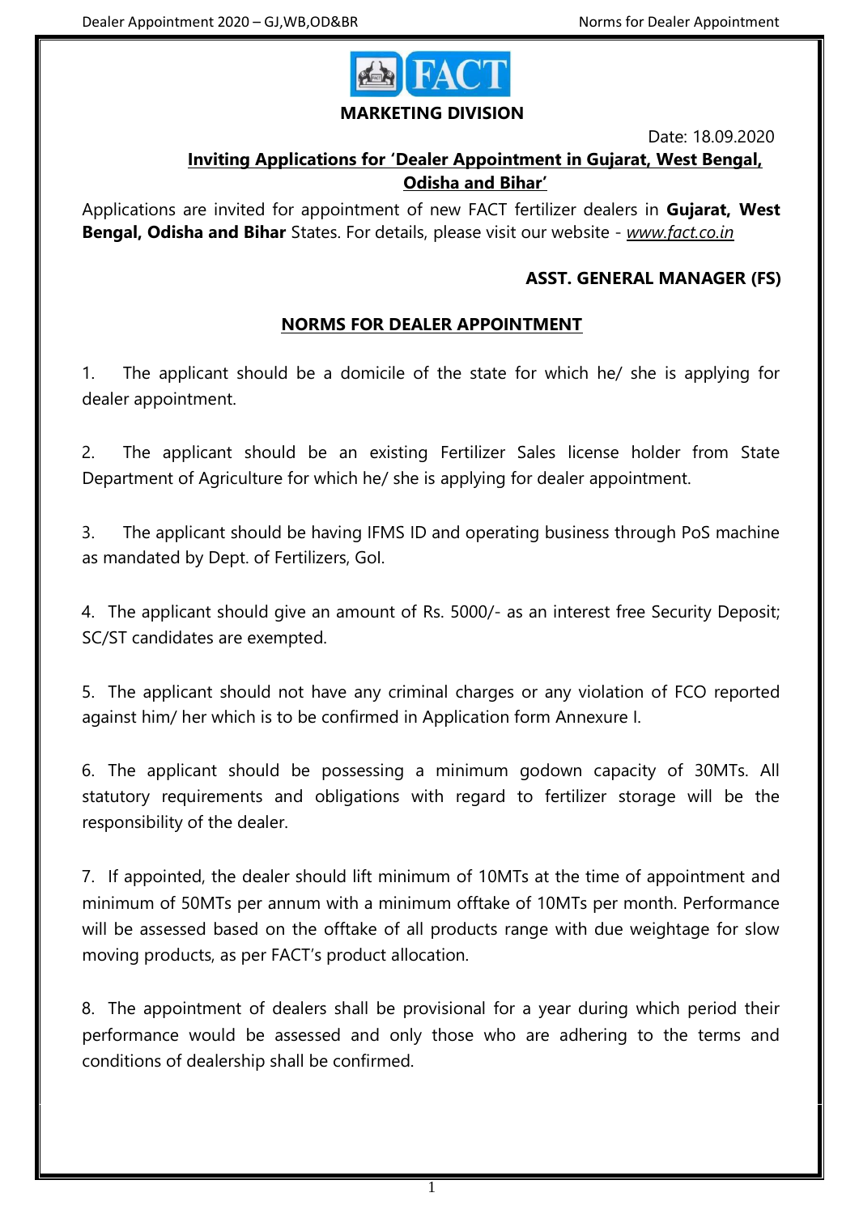FACT

**MARKETING DIVISION**

Date: 18.09.2020

**<u>Inviting Applications for 'Dealer Appointment in Gujarat, West Bengal, Odisha and Bihar'</u>**

Applications are invited for appointment of new FACT fertilizer dealers in **Gujarat, West Bengal, Odisha and Bihar** States. For details, please visit our website - *www.fact.co.in*

**ASST. GENERAL MANAGER (FS)**

## NORMS FOR DEALER APPOINTMENT

1. The applicant should be a domicile of the state for which he/ she is applying for dealer appointment.

2. The applicant should be an existing Fertilizer Sales license holder from State Department of Agriculture for which he/ she is applying for dealer appointment.

3. The applicant should be having IFMS ID and operating business through PoS machine as mandated by Dept. of Fertilizers, GoI.

4. The applicant should give an amount of Rs. 5000/- as an interest free Security Deposit; SC/ST candidates are exempted.

5. The applicant should not have any criminal charges or any violation of FCO reported against him/ her which is to be confirmed in Application form Annexure I.

6. The applicant should be possessing a minimum godown capacity of 30MTs. All statutory requirements and obligations with regard to fertilizer storage will be the responsibility of the dealer.

7. If appointed, the dealer should lift minimum of 10MTs at the time of appointment and minimum of 50MTs per annum with a minimum offtake of 10MTs per month. Performance will be assessed based on the offtake of all products range with due weightage for slow moving products, as per FACT's product allocation.

8. The appointment of dealers shall be provisional for a year during which period their performance would be assessed and only those who are adhering to the terms and conditions of dealership shall be confirmed.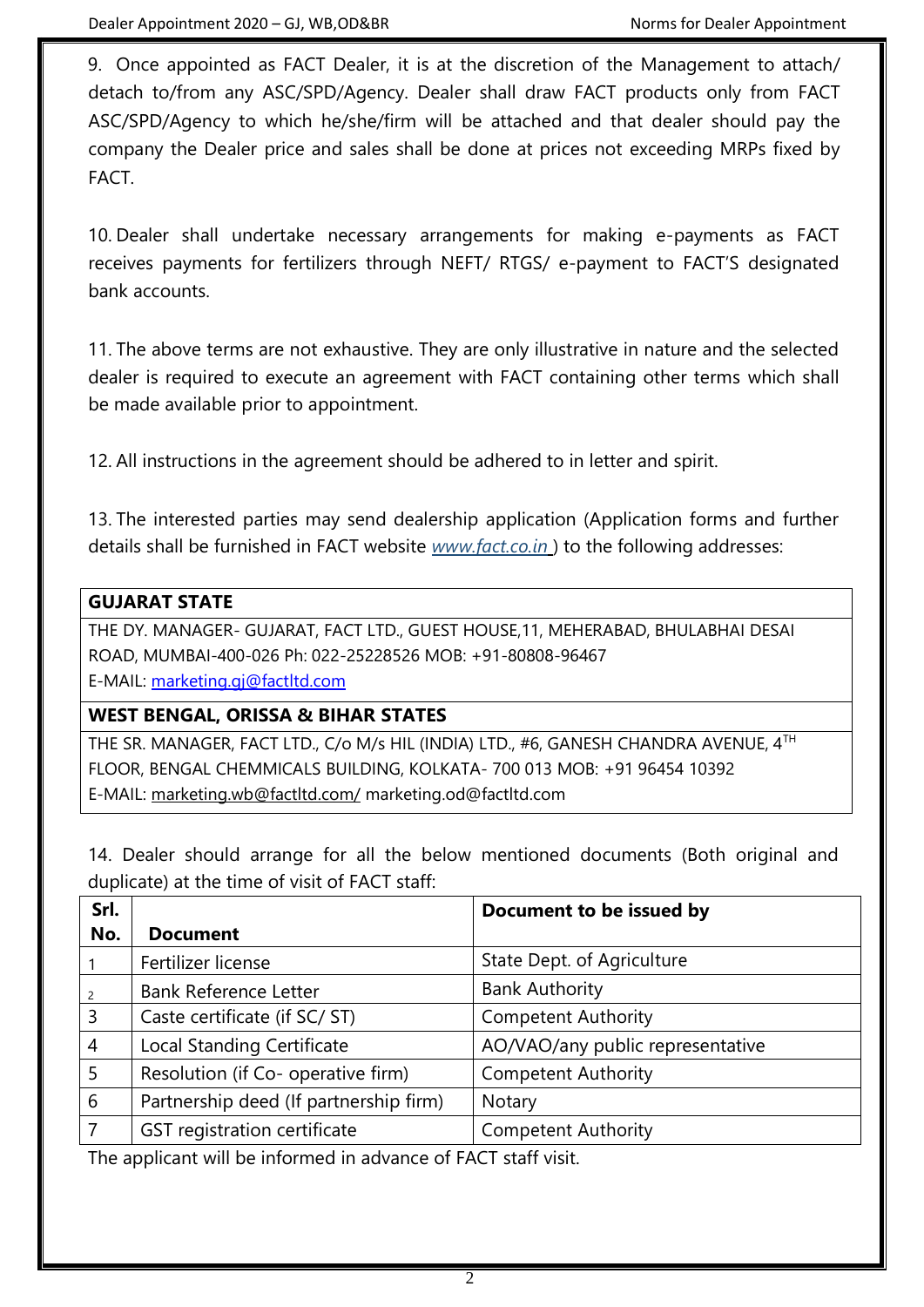9. Once appointed as FACT Dealer, it is at the discretion of the Management to attach/ detach to/from any ASC/SPD/Agency. Dealer shall draw FACT products only from FACT ASC/SPD/Agency to which he/she/firm will be attached and that dealer should pay the company the Dealer price and sales shall be done at prices not exceeding MRPs fixed by FACT.

10. Dealer shall undertake necessary arrangements for making e-payments as FACT receives payments for fertilizers through NEFT/ RTGS/ e-payment to FACT'S designated bank accounts.

11. The above terms are not exhaustive. They are only illustrative in nature and the selected dealer is required to execute an agreement with FACT containing other terms which shall be made available prior to appointment.

12. All instructions in the agreement should be adhered to in letter and spirit.

13. The interested parties may send dealership application (Application forms and further details shall be furnished in FACT website *www.fact.co.in* ) to the following addresses:

| **GUJARAT STATE** |
|---|
| THE DY. MANAGER- GUJARAT, FACT LTD., GUEST HOUSE,11, MEHERABAD, BHULABHAI DESAI ROAD, MUMBAI-400-026 Ph: 022-25228526 MOB: +91-80808-96467 E-MAIL: marketing.gj@factltd.com |
| **WEST BENGAL, ORISSA & BIHAR STATES** |
| THE SR. MANAGER, FACT LTD., C/o M/s HIL (INDIA) LTD., #6, GANESH CHANDRA AVENUE, 4TH FLOOR, BENGAL CHEMMICALS BUILDING, KOLKATA- 700 013 MOB: +91 96454 10392 E-MAIL: marketing.wb@factltd.com/ marketing.od@factltd.com |

14. Dealer should arrange for all the below mentioned documents (Both original and duplicate) at the time of visit of FACT staff:

| Srl. No. | Document | Document to be issued by |
|---|---|---|
| 1 | Fertilizer license | State Dept. of Agriculture |
| 2 | Bank Reference Letter | Bank Authority |
| 3 | Caste certificate (if SC/ ST) | Competent Authority |
| 4 | Local Standing Certificate | AO/VAO/any public representative |
| 5 | Resolution (if Co- operative firm) | Competent Authority |
| 6 | Partnership deed (If partnership firm) | Notary |
| 7 | GST registration certificate | Competent Authority |

The applicant will be informed in advance of FACT staff visit.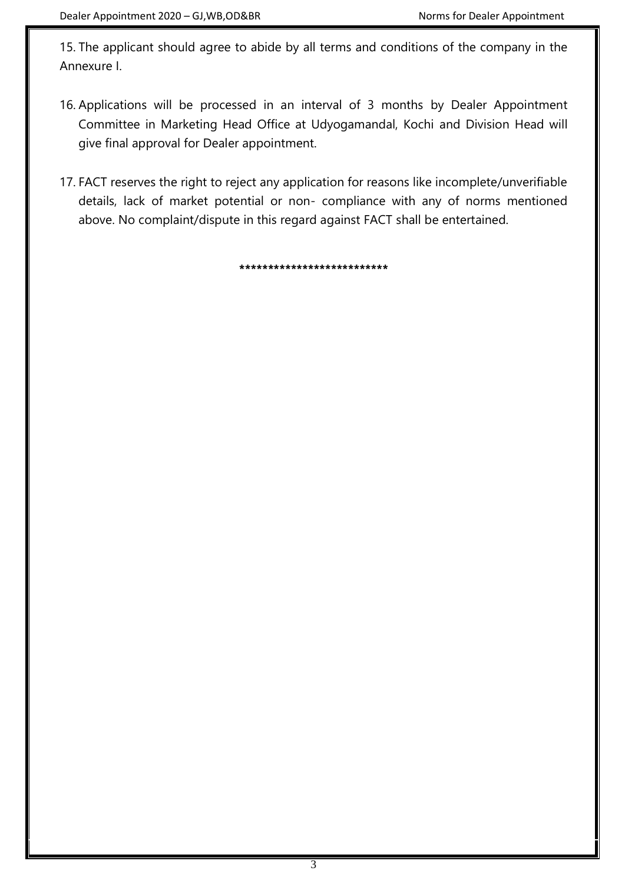15. The applicant should agree to abide by all terms and conditions of the company in the Annexure I.

16. Applications will be processed in an interval of 3 months by Dealer Appointment Committee in Marketing Head Office at Udyogamandal, Kochi and Division Head will give final approval for Dealer appointment.

17. FACT reserves the right to reject any application for reasons like incomplete/unverifiable details, lack of market potential or non- compliance with any of norms mentioned above. No complaint/dispute in this regard against FACT shall be entertained.

**************************